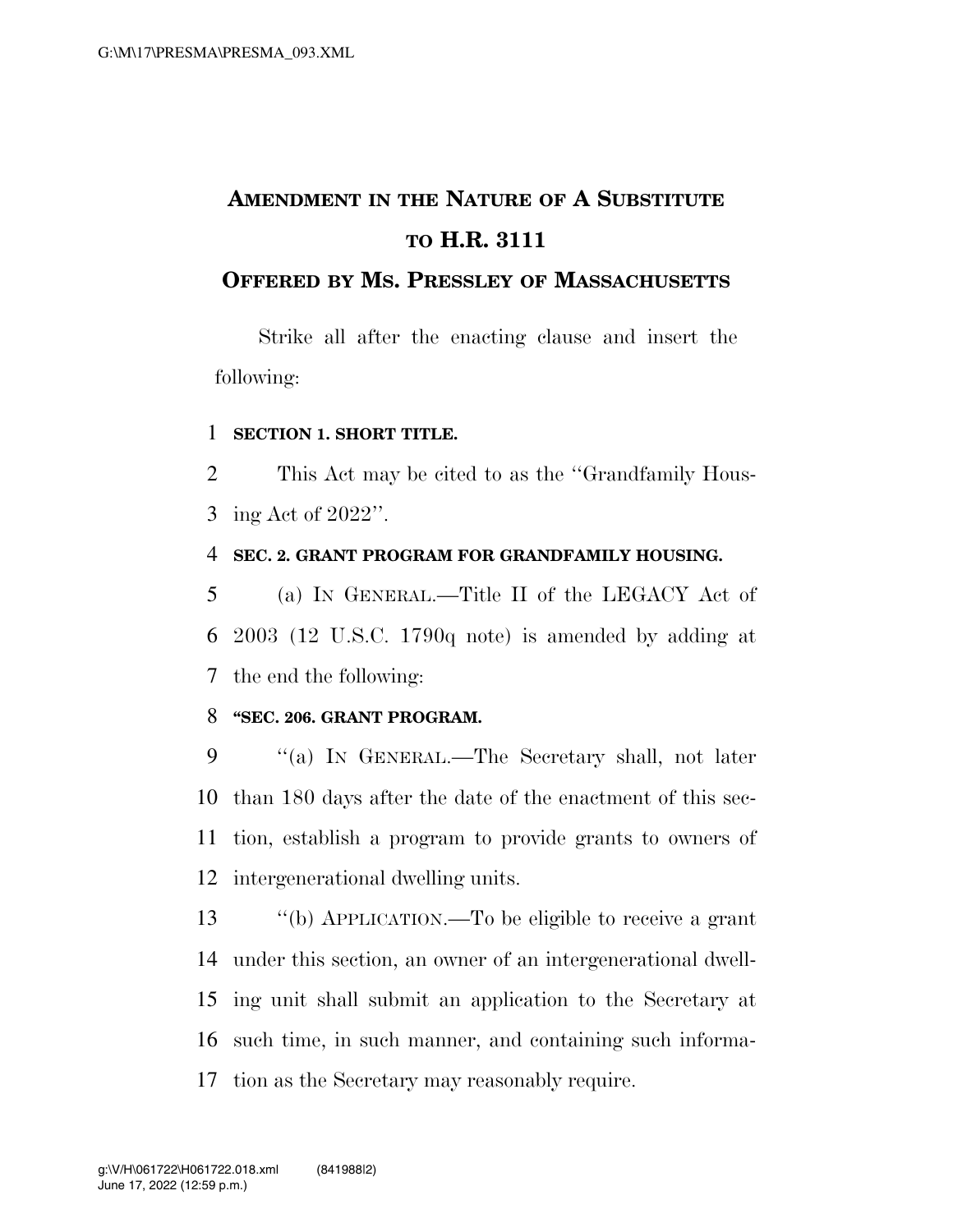# AMENDMENT IN THE NATURE OF A SUBSTITUTE TO H.R. 3111

## OFFERED BY MS. PRESSLEY OF MASSACHUSETTS

Strike all after the enacting clause and insert the following:

**SECTION 1. SHORT TITLE.**

This Act may be cited to as the ''Grandfamily Housing Act of 2022''.

**SEC. 2. GRANT PROGRAM FOR GRANDFAMILY HOUSING.**

(a) IN GENERAL.—Title II of the LEGACY Act of 2003 (12 U.S.C. 1790q note) is amended by adding at the end the following:

**''SEC. 206. GRANT PROGRAM.**

''(a) IN GENERAL.—The Secretary shall, not later than 180 days after the date of the enactment of this section, establish a program to provide grants to owners of intergenerational dwelling units.

''(b) APPLICATION.—To be eligible to receive a grant under this section, an owner of an intergenerational dwelling unit shall submit an application to the Secretary at such time, in such manner, and containing such information as the Secretary may reasonably require.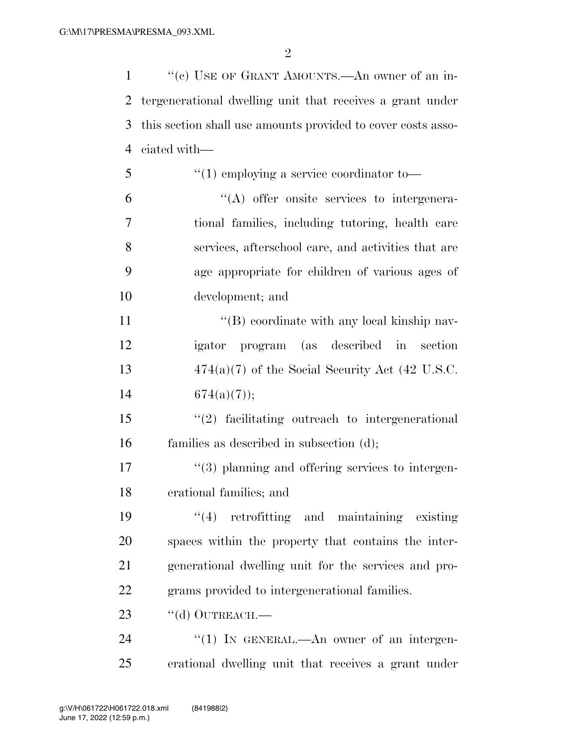"(c) USE OF GRANT AMOUNTS.—An owner of an intergenerational dwelling unit that receives a grant under this section shall use amounts provided to cover costs associated with—

"(1) employing a service coordinator to—

"(A) offer onsite services to intergenerational families, including tutoring, health care services, afterschool care, and activities that are age appropriate for children of various ages of development; and

"(B) coordinate with any local kinship navigator program (as described in section 474(a)(7) of the Social Security Act (42 U.S.C. 674(a)(7));

"(2) facilitating outreach to intergenerational families as described in subsection (d);

"(3) planning and offering services to intergenerational families; and

"(4) retrofitting and maintaining existing spaces within the property that contains the intergenerational dwelling unit for the services and programs provided to intergenerational families.

"(d) OUTREACH.—

"(1) IN GENERAL.—An owner of an intergenerational dwelling unit that receives a grant under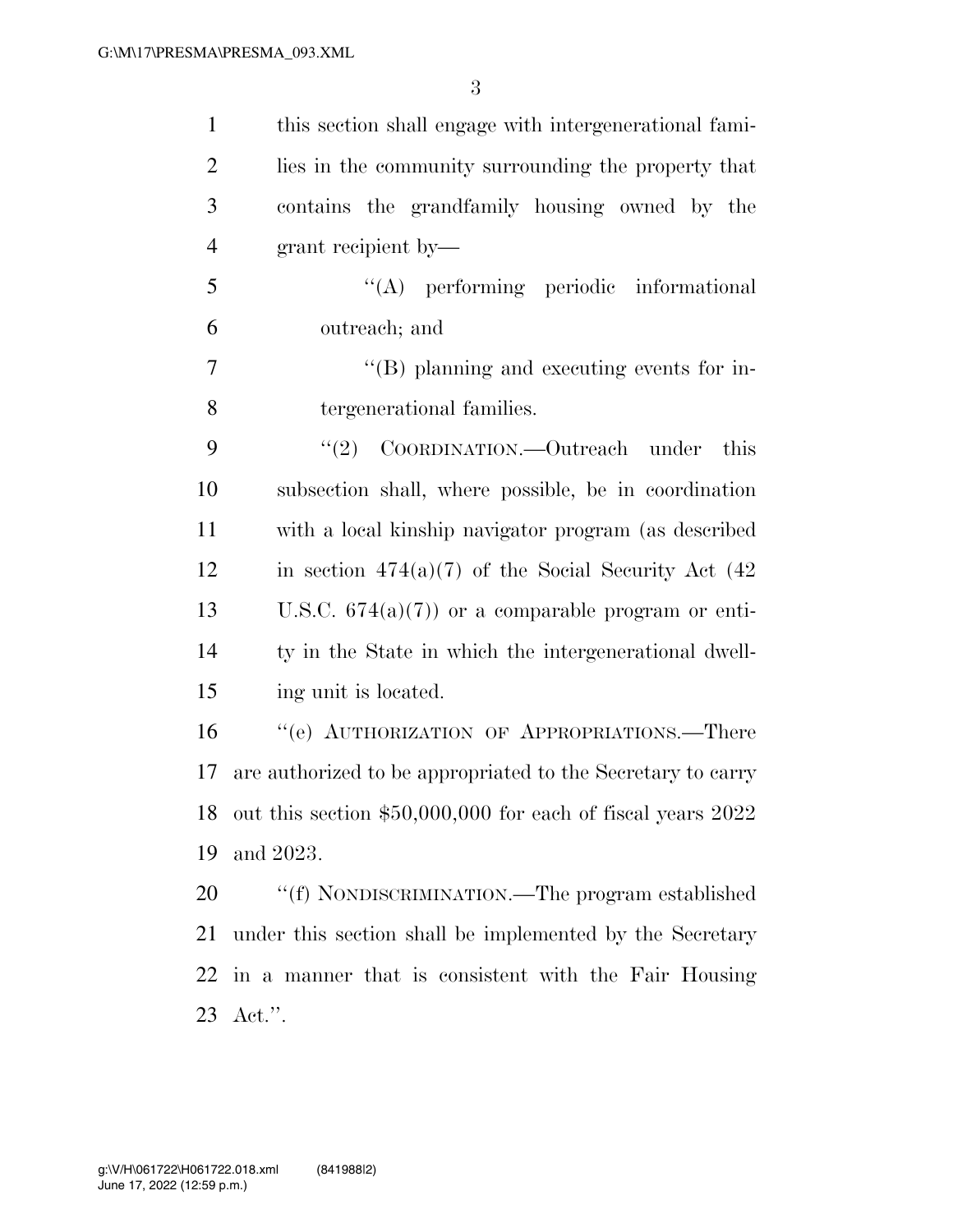this section shall engage with intergenerational families in the community surrounding the property that contains the grandfamily housing owned by the grant recipient by—

"(A) performing periodic informational outreach; and

"(B) planning and executing events for intergenerational families.

"(2) COORDINATION.—Outreach under this subsection shall, where possible, be in coordination with a local kinship navigator program (as described in section 474(a)(7) of the Social Security Act (42 U.S.C. 674(a)(7)) or a comparable program or entity in the State in which the intergenerational dwelling unit is located.

"(e) AUTHORIZATION OF APPROPRIATIONS.—There are authorized to be appropriated to the Secretary to carry out this section $50,000,000 for each of fiscal years 2022 and 2023.

"(f) NONDISCRIMINATION.—The program established under this section shall be implemented by the Secretary in a manner that is consistent with the Fair Housing Act.".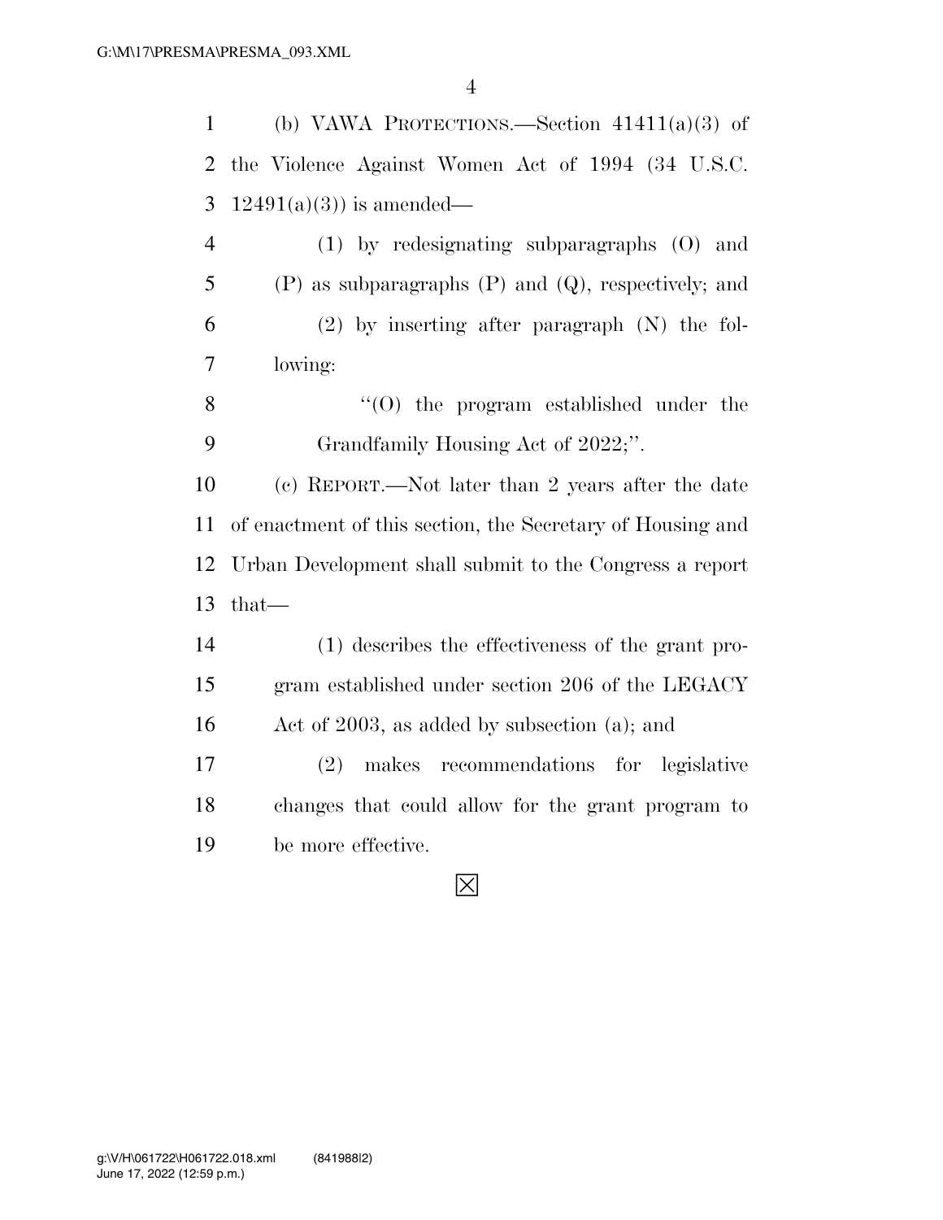(b) VAWA PROTECTIONS.—Section 41411(a)(3) of the Violence Against Women Act of 1994 (34 U.S.C. 12491(a)(3)) is amended—

(1) by redesignating subparagraphs (O) and (P) as subparagraphs (P) and (Q), respectively; and

(2) by inserting after paragraph (N) the following:

"(O) the program established under the Grandfamily Housing Act of 2022;".

(c) REPORT.—Not later than 2 years after the date of enactment of this section, the Secretary of Housing and Urban Development shall submit to the Congress a report that—

(1) describes the effectiveness of the grant program established under section 206 of the LEGACY Act of 2003, as added by subsection (a); and

(2) makes recommendations for legislative changes that could allow for the grant program to be more effective.